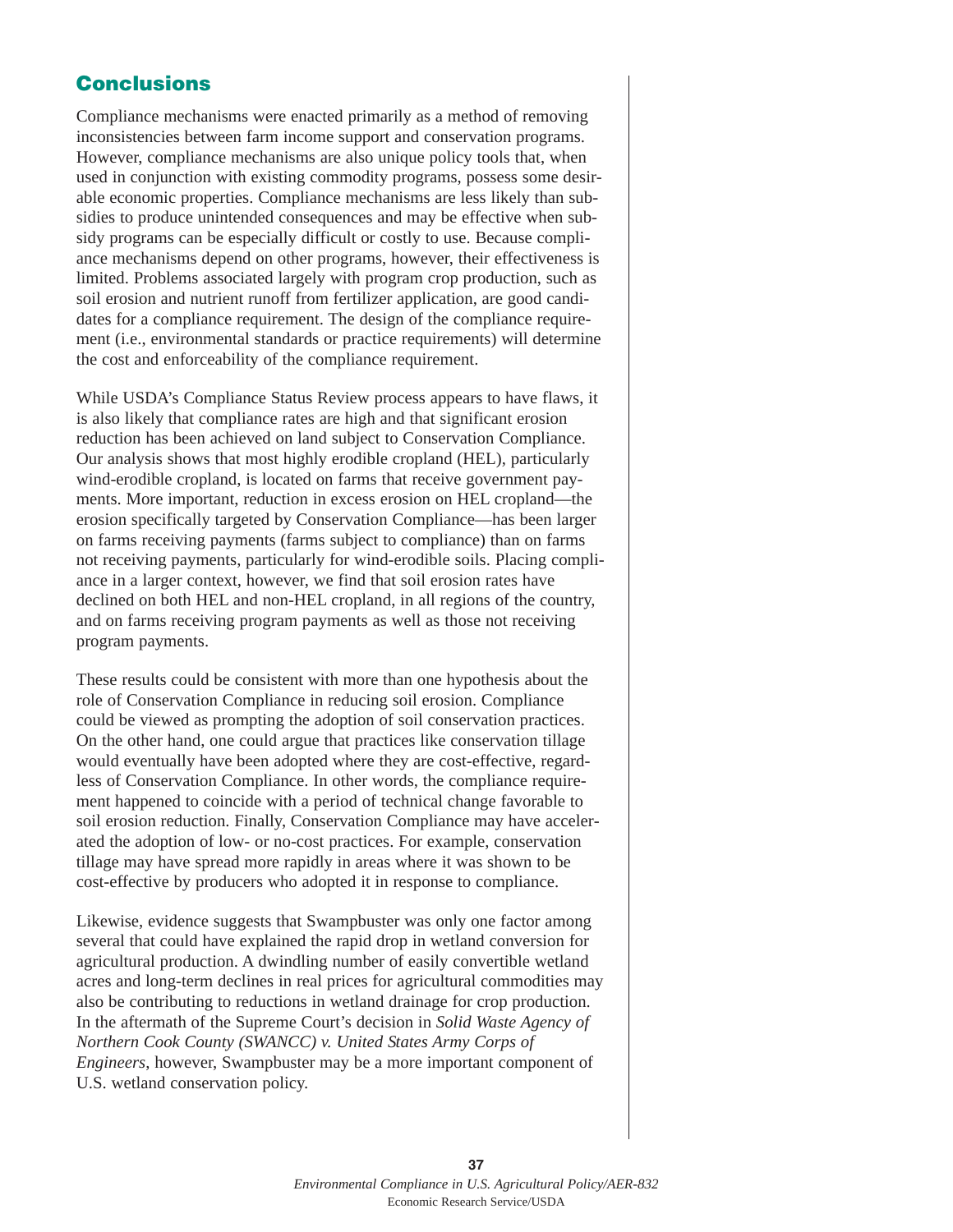## Conclusions

Compliance mechanisms were enacted primarily as a method of removing inconsistencies between farm income support and conservation programs. However, compliance mechanisms are also unique policy tools that, when used in conjunction with existing commodity programs, possess some desirable economic properties. Compliance mechanisms are less likely than subsidies to produce unintended consequences and may be effective when subsidy programs can be especially difficult or costly to use. Because compliance mechanisms depend on other programs, however, their effectiveness is limited. Problems associated largely with program crop production, such as soil erosion and nutrient runoff from fertilizer application, are good candidates for a compliance requirement. The design of the compliance requirement (i.e., environmental standards or practice requirements) will determine the cost and enforceability of the compliance requirement.

While USDA's Compliance Status Review process appears to have flaws, it is also likely that compliance rates are high and that significant erosion reduction has been achieved on land subject to Conservation Compliance. Our analysis shows that most highly erodible cropland (HEL), particularly wind-erodible cropland, is located on farms that receive government payments. More important, reduction in excess erosion on HEL cropland—the erosion specifically targeted by Conservation Compliance—has been larger on farms receiving payments (farms subject to compliance) than on farms not receiving payments, particularly for wind-erodible soils. Placing compliance in a larger context, however, we find that soil erosion rates have declined on both HEL and non-HEL cropland, in all regions of the country, and on farms receiving program payments as well as those not receiving program payments.

These results could be consistent with more than one hypothesis about the role of Conservation Compliance in reducing soil erosion. Compliance could be viewed as prompting the adoption of soil conservation practices. On the other hand, one could argue that practices like conservation tillage would eventually have been adopted where they are cost-effective, regardless of Conservation Compliance. In other words, the compliance requirement happened to coincide with a period of technical change favorable to soil erosion reduction. Finally, Conservation Compliance may have accelerated the adoption of low- or no-cost practices. For example, conservation tillage may have spread more rapidly in areas where it was shown to be cost-effective by producers who adopted it in response to compliance.

Likewise, evidence suggests that Swampbuster was only one factor among several that could have explained the rapid drop in wetland conversion for agricultural production. A dwindling number of easily convertible wetland acres and long-term declines in real prices for agricultural commodities may also be contributing to reductions in wetland drainage for crop production. In the aftermath of the Supreme Court's decision in *Solid Waste Agency of Northern Cook County (SWANCC) v. United States Army Corps of Engineers*, however, Swampbuster may be a more important component of U.S. wetland conservation policy.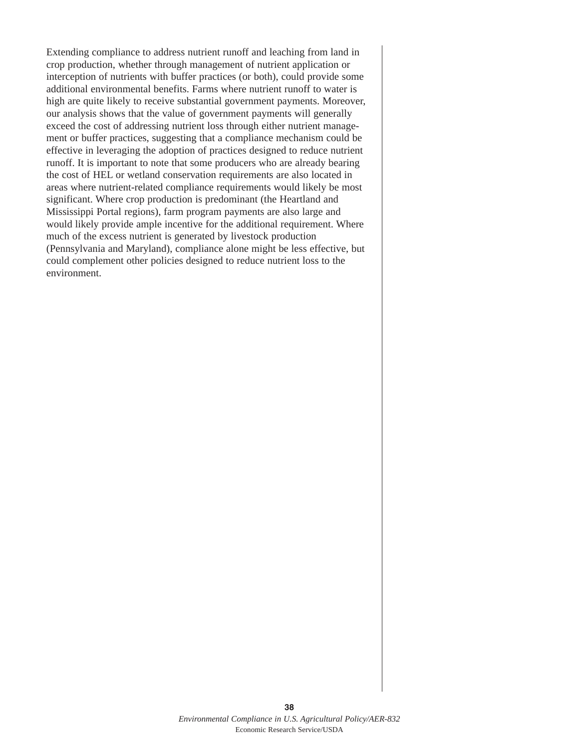Extending compliance to address nutrient runoff and leaching from land in crop production, whether through management of nutrient application or interception of nutrients with buffer practices (or both), could provide some additional environmental benefits. Farms where nutrient runoff to water is high are quite likely to receive substantial government payments. Moreover, our analysis shows that the value of government payments will generally exceed the cost of addressing nutrient loss through either nutrient management or buffer practices, suggesting that a compliance mechanism could be effective in leveraging the adoption of practices designed to reduce nutrient runoff. It is important to note that some producers who are already bearing the cost of HEL or wetland conservation requirements are also located in areas where nutrient-related compliance requirements would likely be most significant. Where crop production is predominant (the Heartland and Mississippi Portal regions), farm program payments are also large and would likely provide ample incentive for the additional requirement. Where much of the excess nutrient is generated by livestock production (Pennsylvania and Maryland), compliance alone might be less effective, but could complement other policies designed to reduce nutrient loss to the environment.